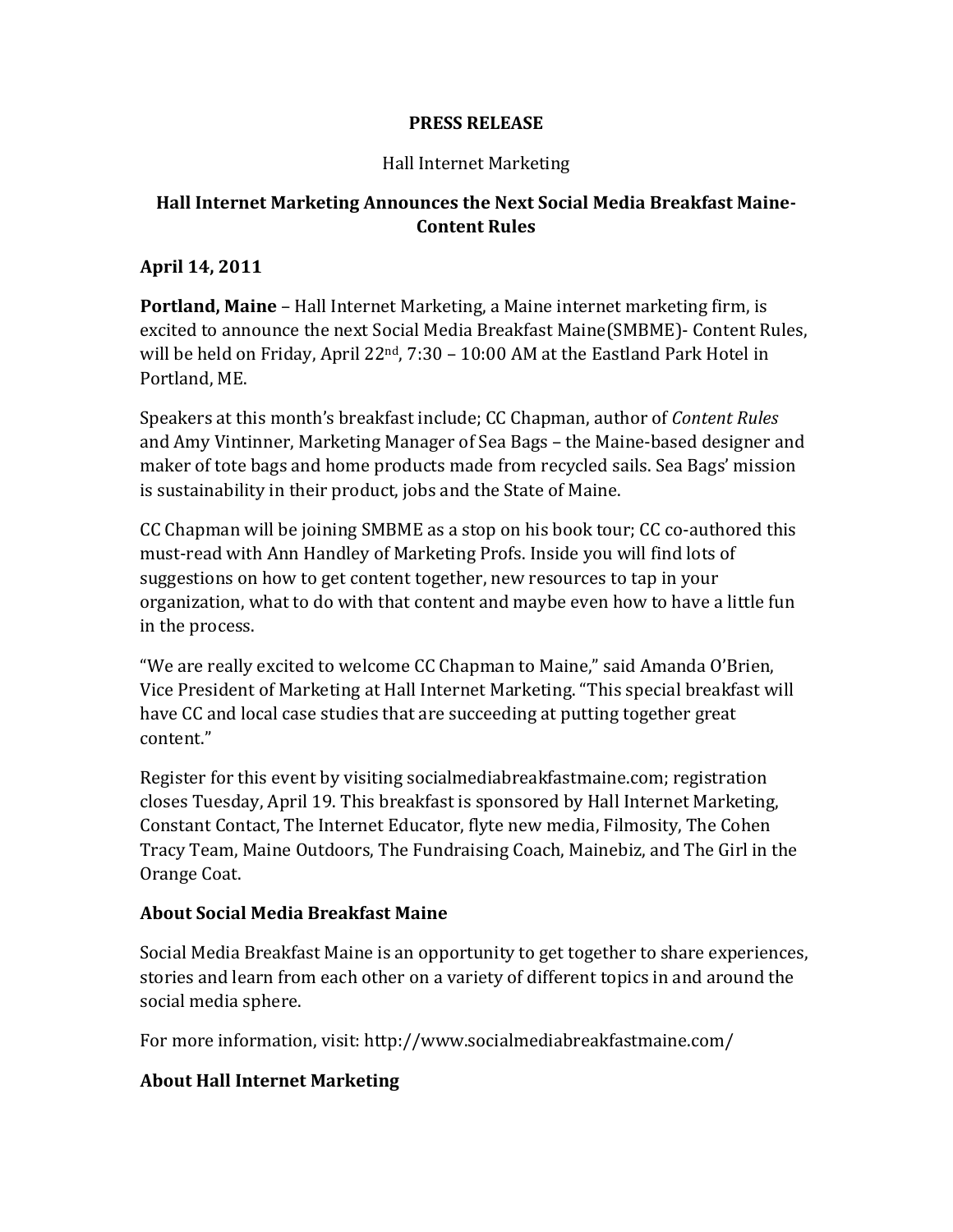**PRESS RELEASE**

Hall Internet Marketing

# Hall Internet Marketing Announces the Next Social Media Breakfast Maine- Content Rules

**April 14, 2011**

**Portland, Maine** – Hall Internet Marketing, a Maine internet marketing firm, is excited to announce the next Social Media Breakfast Maine(SMBME)- Content Rules, will be held on Friday, April 22nd, 7:30 – 10:00 AM at the Eastland Park Hotel in Portland, ME.

Speakers at this month's breakfast include; CC Chapman, author of *Content Rules* and Amy Vintinner, Marketing Manager of Sea Bags – the Maine-based designer and maker of tote bags and home products made from recycled sails. Sea Bags' mission is sustainability in their product, jobs and the State of Maine.

CC Chapman will be joining SMBME as a stop on his book tour; CC co-authored this must-read with Ann Handley of Marketing Profs. Inside you will find lots of suggestions on how to get content together, new resources to tap in your organization, what to do with that content and maybe even how to have a little fun in the process.

"We are really excited to welcome CC Chapman to Maine," said Amanda O'Brien, Vice President of Marketing at Hall Internet Marketing. "This special breakfast will have CC and local case studies that are succeeding at putting together great content."

Register for this event by visiting socialmediabreakfastmaine.com; registration closes Tuesday, April 19. This breakfast is sponsored by Hall Internet Marketing, Constant Contact, The Internet Educator, flyte new media, Filmosity, The Cohen Tracy Team, Maine Outdoors, The Fundraising Coach, Mainebiz, and The Girl in the Orange Coat.

## About Social Media Breakfast Maine

Social Media Breakfast Maine is an opportunity to get together to share experiences, stories and learn from each other on a variety of different topics in and around the social media sphere.

For more information, visit: http://www.socialmediabreakfastmaine.com/

## About Hall Internet Marketing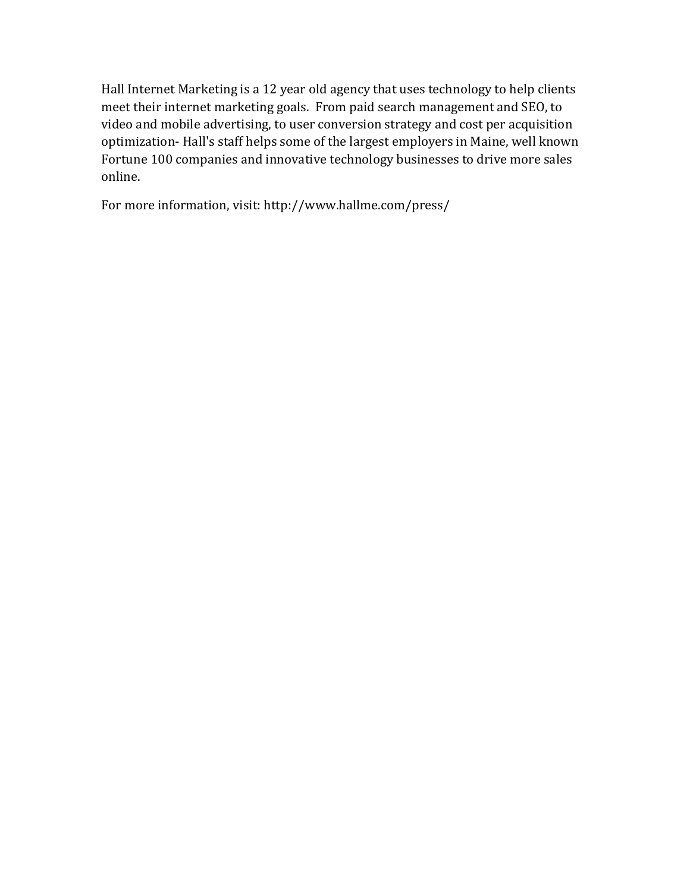Hall Internet Marketing is a 12 year old agency that uses technology to help clients meet their internet marketing goals.  From paid search management and SEO, to video and mobile advertising, to user conversion strategy and cost per acquisition optimization- Hall's staff helps some of the largest employers in Maine, well known Fortune 100 companies and innovative technology businesses to drive more sales online.

For more information, visit: http://www.hallme.com/press/